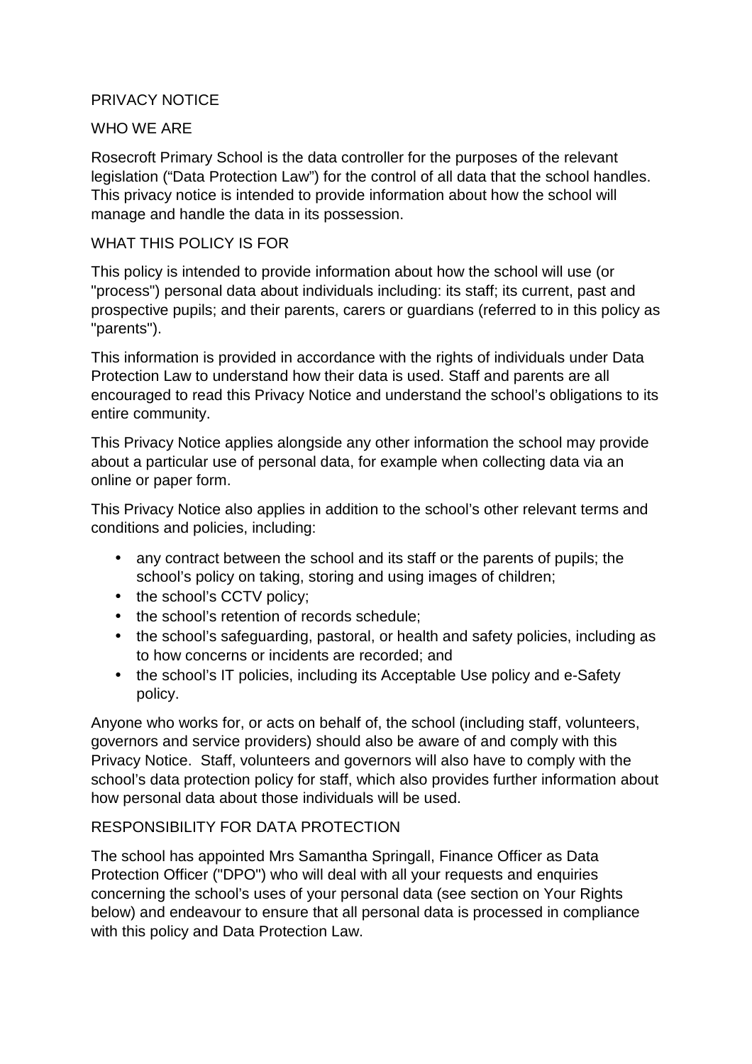# PRIVACY NOTICE

## WHO WE ARE

Rosecroft Primary School is the data controller for the purposes of the relevant legislation ("Data Protection Law") for the control of all data that the school handles. This privacy notice is intended to provide information about how the school will manage and handle the data in its possession.

## WHAT THIS POLICY IS FOR

This policy is intended to provide information about how the school will use (or "process") personal data about individuals including: its staff; its current, past and prospective pupils; and their parents, carers or guardians (referred to in this policy as "parents").

This information is provided in accordance with the rights of individuals under Data Protection Law to understand how their data is used. Staff and parents are all encouraged to read this Privacy Notice and understand the school's obligations to its entire community.

This Privacy Notice applies alongside any other information the school may provide about a particular use of personal data, for example when collecting data via an online or paper form.

This Privacy Notice also applies in addition to the school's other relevant terms and conditions and policies, including:

- any contract between the school and its staff or the parents of pupils; the school's policy on taking, storing and using images of children;
- the school's CCTV policy;
- the school's retention of records schedule;
- the school's safeguarding, pastoral, or health and safety policies, including as to how concerns or incidents are recorded; and
- the school's IT policies, including its Acceptable Use policy and e-Safety policy.

Anyone who works for, or acts on behalf of, the school (including staff, volunteers, governors and service providers) should also be aware of and comply with this Privacy Notice. Staff, volunteers and governors will also have to comply with the school's data protection policy for staff, which also provides further information about how personal data about those individuals will be used.

## RESPONSIBILITY FOR DATA PROTECTION

The school has appointed Mrs Samantha Springall, Finance Officer as Data Protection Officer ("DPO") who will deal with all your requests and enquiries concerning the school's uses of your personal data (see section on Your Rights below) and endeavour to ensure that all personal data is processed in compliance with this policy and Data Protection Law.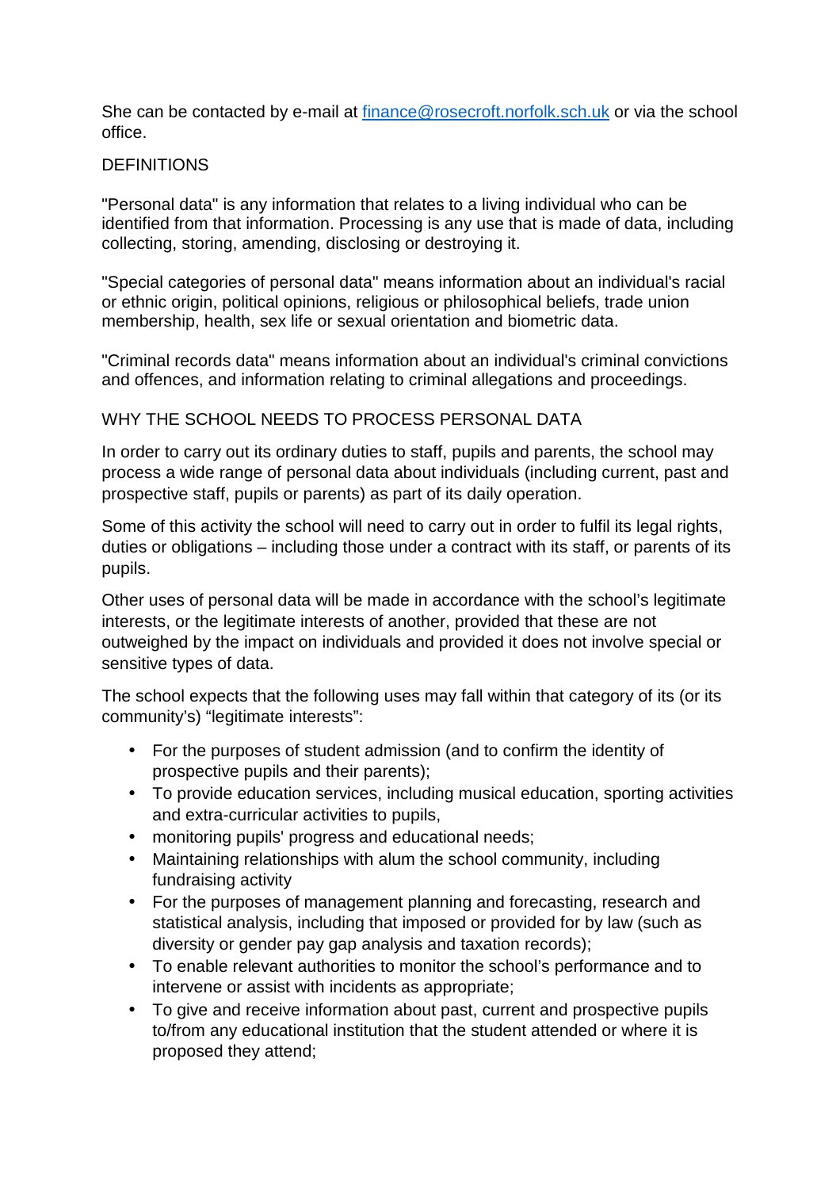She can be contacted by e-mail at [finance@rosecroft.norfolk.sch.uk](mailto:finance@rosecroft.norfolk.sch.uk) or via the school office.

## DEFINITIONS

"Personal data" is any information that relates to a living individual who can be identified from that information. Processing is any use that is made of data, including collecting, storing, amending, disclosing or destroying it.

"Special categories of personal data" means information about an individual's racial or ethnic origin, political opinions, religious or philosophical beliefs, trade union membership, health, sex life or sexual orientation and biometric data.

"Criminal records data" means information about an individual's criminal convictions and offences, and information relating to criminal allegations and proceedings.

## WHY THE SCHOOL NEEDS TO PROCESS PERSONAL DATA

In order to carry out its ordinary duties to staff, pupils and parents, the school may process a wide range of personal data about individuals (including current, past and prospective staff, pupils or parents) as part of its daily operation.

Some of this activity the school will need to carry out in order to fulfil its legal rights, duties or obligations – including those under a contract with its staff, or parents of its pupils.

Other uses of personal data will be made in accordance with the school's legitimate interests, or the legitimate interests of another, provided that these are not outweighed by the impact on individuals and provided it does not involve special or sensitive types of data.

The school expects that the following uses may fall within that category of its (or its community's) "legitimate interests":

- For the purposes of student admission (and to confirm the identity of prospective pupils and their parents);
- To provide education services, including musical education, sporting activities and extra-curricular activities to pupils,
- monitoring pupils' progress and educational needs;
- Maintaining relationships with alum the school community, including fundraising activity
- For the purposes of management planning and forecasting, research and statistical analysis, including that imposed or provided for by law (such as diversity or gender pay gap analysis and taxation records);
- To enable relevant authorities to monitor the school's performance and to intervene or assist with incidents as appropriate;
- To give and receive information about past, current and prospective pupils to/from any educational institution that the student attended or where it is proposed they attend;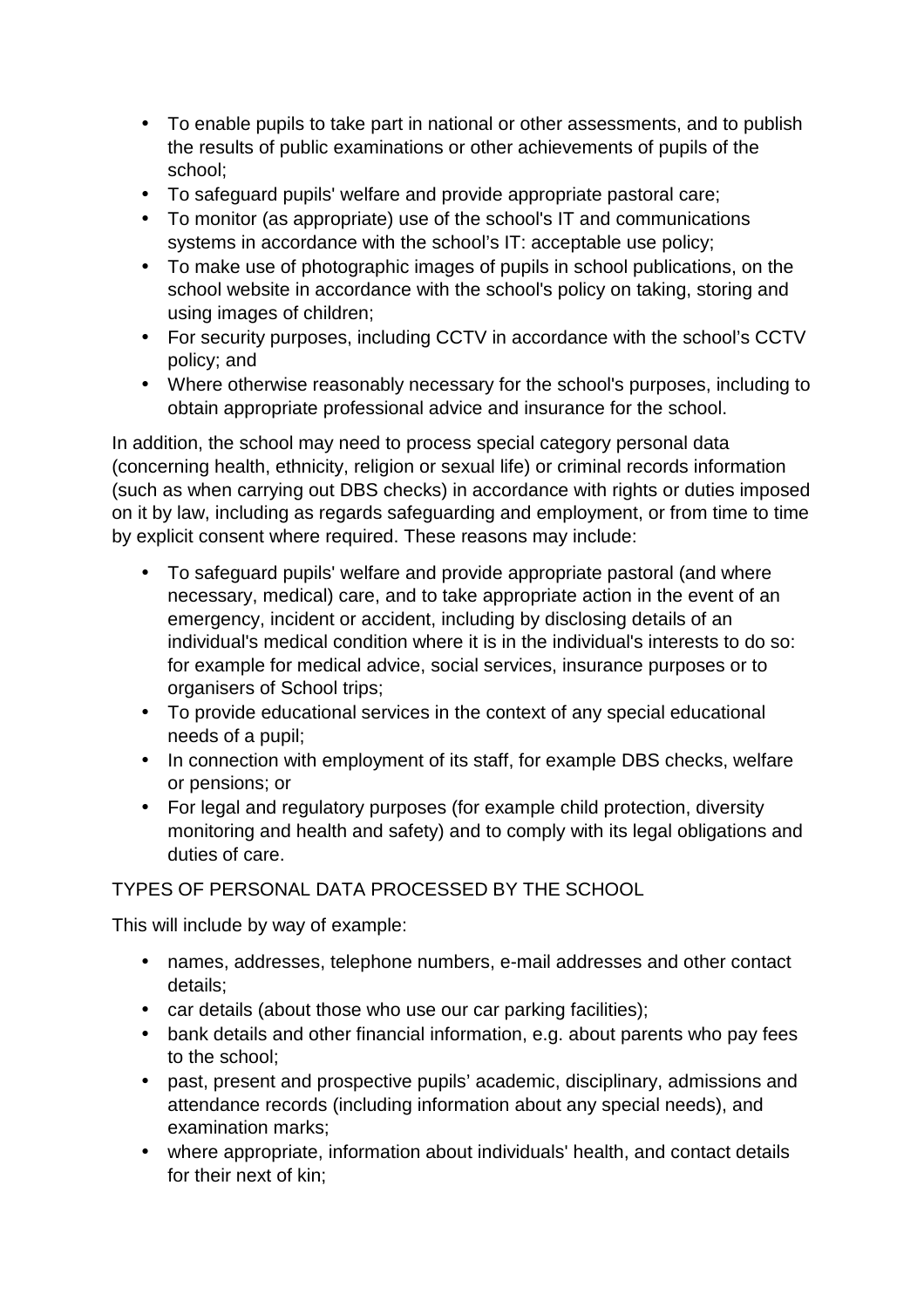- To enable pupils to take part in national or other assessments, and to publish the results of public examinations or other achievements of pupils of the school;
- To safeguard pupils' welfare and provide appropriate pastoral care;
- To monitor (as appropriate) use of the school's IT and communications systems in accordance with the school's IT: acceptable use policy;
- To make use of photographic images of pupils in school publications, on the school website in accordance with the school's policy on taking, storing and using images of children;
- For security purposes, including CCTV in accordance with the school's CCTV policy; and
- Where otherwise reasonably necessary for the school's purposes, including to obtain appropriate professional advice and insurance for the school.

In addition, the school may need to process special category personal data (concerning health, ethnicity, religion or sexual life) or criminal records information (such as when carrying out DBS checks) in accordance with rights or duties imposed on it by law, including as regards safeguarding and employment, or from time to time by explicit consent where required. These reasons may include:

- To safeguard pupils' welfare and provide appropriate pastoral (and where necessary, medical) care, and to take appropriate action in the event of an emergency, incident or accident, including by disclosing details of an individual's medical condition where it is in the individual's interests to do so: for example for medical advice, social services, insurance purposes or to organisers of School trips;
- To provide educational services in the context of any special educational needs of a pupil;
- In connection with employment of its staff, for example DBS checks, welfare or pensions; or
- For legal and regulatory purposes (for example child protection, diversity monitoring and health and safety) and to comply with its legal obligations and duties of care.

## TYPES OF PERSONAL DATA PROCESSED BY THE SCHOOL

This will include by way of example:

- names, addresses, telephone numbers, e-mail addresses and other contact details;
- car details (about those who use our car parking facilities);
- bank details and other financial information, e.g. about parents who pay fees to the school;
- past, present and prospective pupils' academic, disciplinary, admissions and attendance records (including information about any special needs), and examination marks;
- where appropriate, information about individuals' health, and contact details for their next of kin;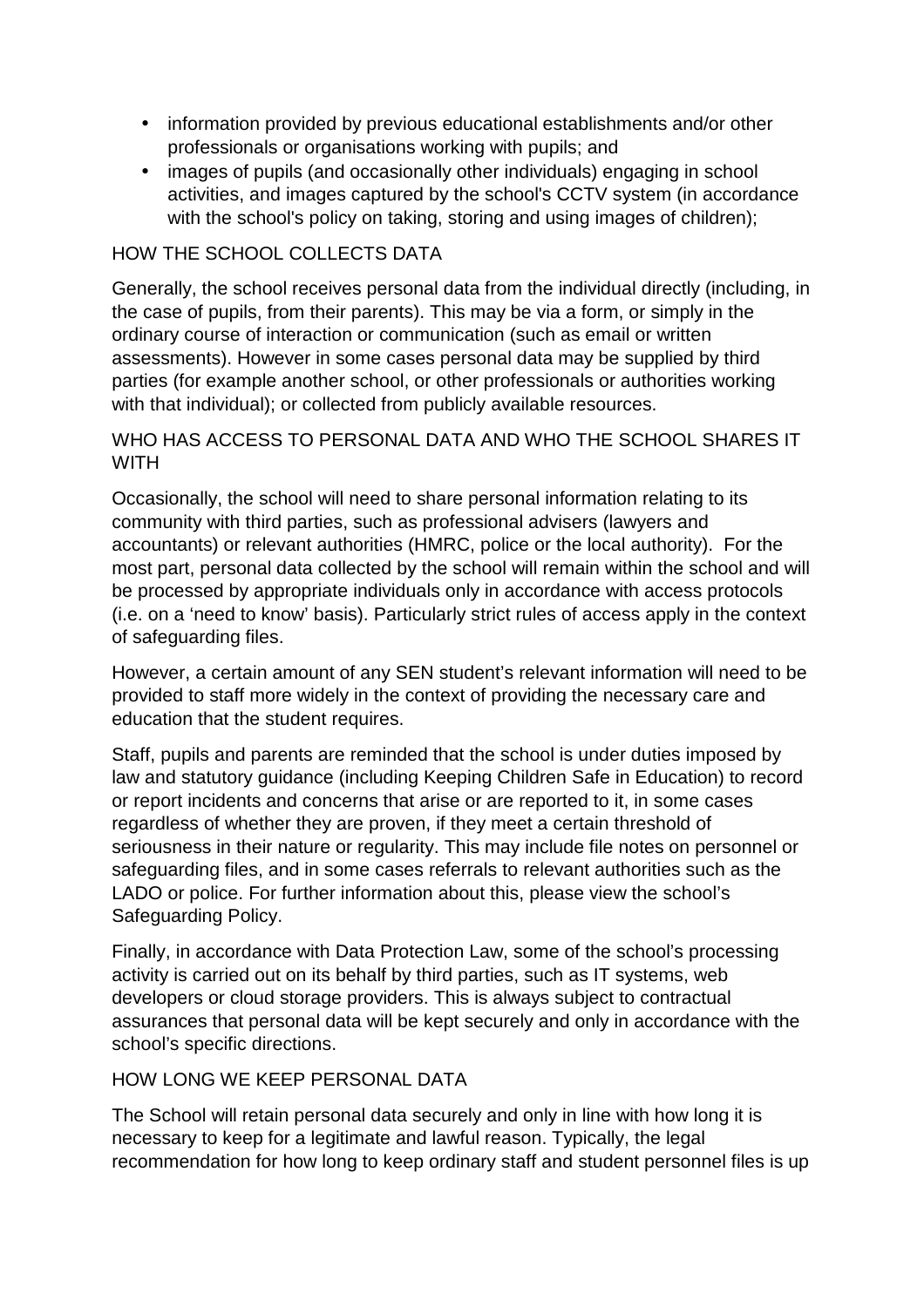- information provided by previous educational establishments and/or other professionals or organisations working with pupils; and
- images of pupils (and occasionally other individuals) engaging in school activities, and images captured by the school's CCTV system (in accordance with the school's policy on taking, storing and using images of children);

## HOW THE SCHOOL COLLECTS DATA

Generally, the school receives personal data from the individual directly (including, in the case of pupils, from their parents). This may be via a form, or simply in the ordinary course of interaction or communication (such as email or written assessments). However in some cases personal data may be supplied by third parties (for example another school, or other professionals or authorities working with that individual); or collected from publicly available resources.

## WHO HAS ACCESS TO PERSONAL DATA AND WHO THE SCHOOL SHARES IT WITH

Occasionally, the school will need to share personal information relating to its community with third parties, such as professional advisers (lawyers and accountants) or relevant authorities (HMRC, police or the local authority). For the most part, personal data collected by the school will remain within the school and will be processed by appropriate individuals only in accordance with access protocols (i.e. on a 'need to know' basis). Particularly strict rules of access apply in the context of safeguarding files.

However, a certain amount of any SEN student's relevant information will need to be provided to staff more widely in the context of providing the necessary care and education that the student requires.

Staff, pupils and parents are reminded that the school is under duties imposed by law and statutory guidance (including Keeping Children Safe in Education) to record or report incidents and concerns that arise or are reported to it, in some cases regardless of whether they are proven, if they meet a certain threshold of seriousness in their nature or regularity. This may include file notes on personnel or safeguarding files, and in some cases referrals to relevant authorities such as the LADO or police. For further information about this, please view the school's Safeguarding Policy.

Finally, in accordance with Data Protection Law, some of the school's processing activity is carried out on its behalf by third parties, such as IT systems, web developers or cloud storage providers. This is always subject to contractual assurances that personal data will be kept securely and only in accordance with the school's specific directions.

## HOW LONG WE KEEP PERSONAL DATA

The School will retain personal data securely and only in line with how long it is necessary to keep for a legitimate and lawful reason. Typically, the legal recommendation for how long to keep ordinary staff and student personnel files is up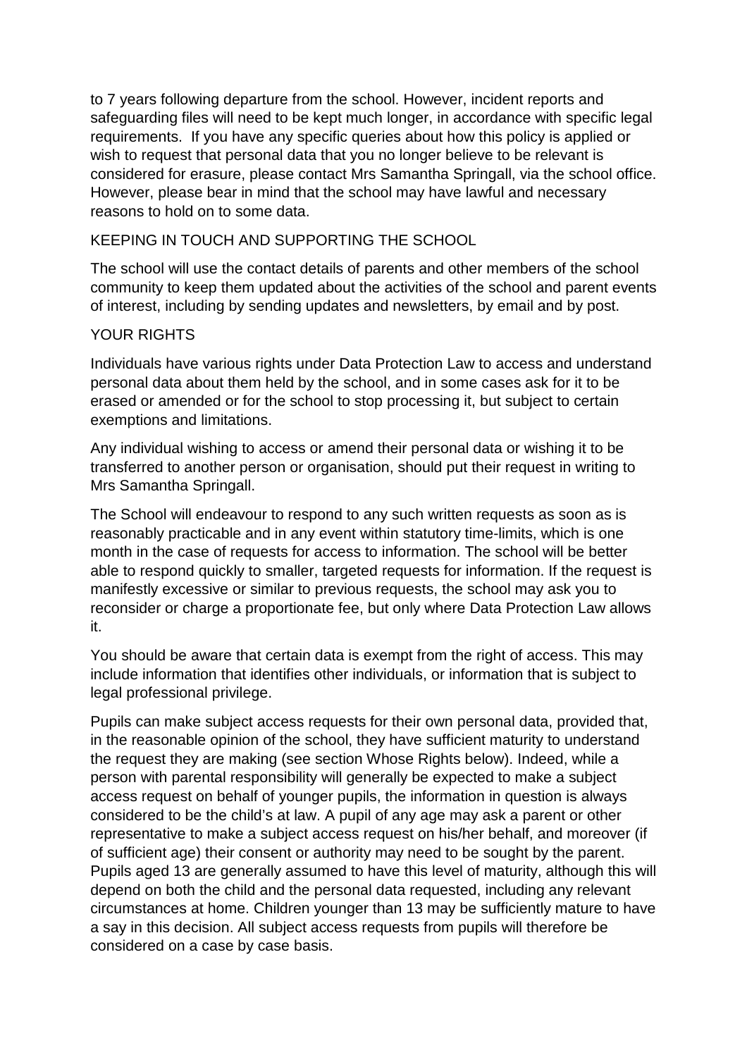to 7 years following departure from the school. However, incident reports and safeguarding files will need to be kept much longer, in accordance with specific legal requirements. If you have any specific queries about how this policy is applied or wish to request that personal data that you no longer believe to be relevant is considered for erasure, please contact Mrs Samantha Springall, via the school office. However, please bear in mind that the school may have lawful and necessary reasons to hold on to some data.

## KEEPING IN TOUCH AND SUPPORTING THE SCHOOL

The school will use the contact details of parents and other members of the school community to keep them updated about the activities of the school and parent events of interest, including by sending updates and newsletters, by email and by post.

## YOUR RIGHTS

Individuals have various rights under Data Protection Law to access and understand personal data about them held by the school, and in some cases ask for it to be erased or amended or for the school to stop processing it, but subject to certain exemptions and limitations.

Any individual wishing to access or amend their personal data or wishing it to be transferred to another person or organisation, should put their request in writing to Mrs Samantha Springall.

The School will endeavour to respond to any such written requests as soon as is reasonably practicable and in any event within statutory time-limits, which is one month in the case of requests for access to information. The school will be better able to respond quickly to smaller, targeted requests for information. If the request is manifestly excessive or similar to previous requests, the school may ask you to reconsider or charge a proportionate fee, but only where Data Protection Law allows it.

You should be aware that certain data is exempt from the right of access. This may include information that identifies other individuals, or information that is subject to legal professional privilege.

Pupils can make subject access requests for their own personal data, provided that, in the reasonable opinion of the school, they have sufficient maturity to understand the request they are making (see section Whose Rights below). Indeed, while a person with parental responsibility will generally be expected to make a subject access request on behalf of younger pupils, the information in question is always considered to be the child's at law. A pupil of any age may ask a parent or other representative to make a subject access request on his/her behalf, and moreover (if of sufficient age) their consent or authority may need to be sought by the parent. Pupils aged 13 are generally assumed to have this level of maturity, although this will depend on both the child and the personal data requested, including any relevant circumstances at home. Children younger than 13 may be sufficiently mature to have a say in this decision. All subject access requests from pupils will therefore be considered on a case by case basis.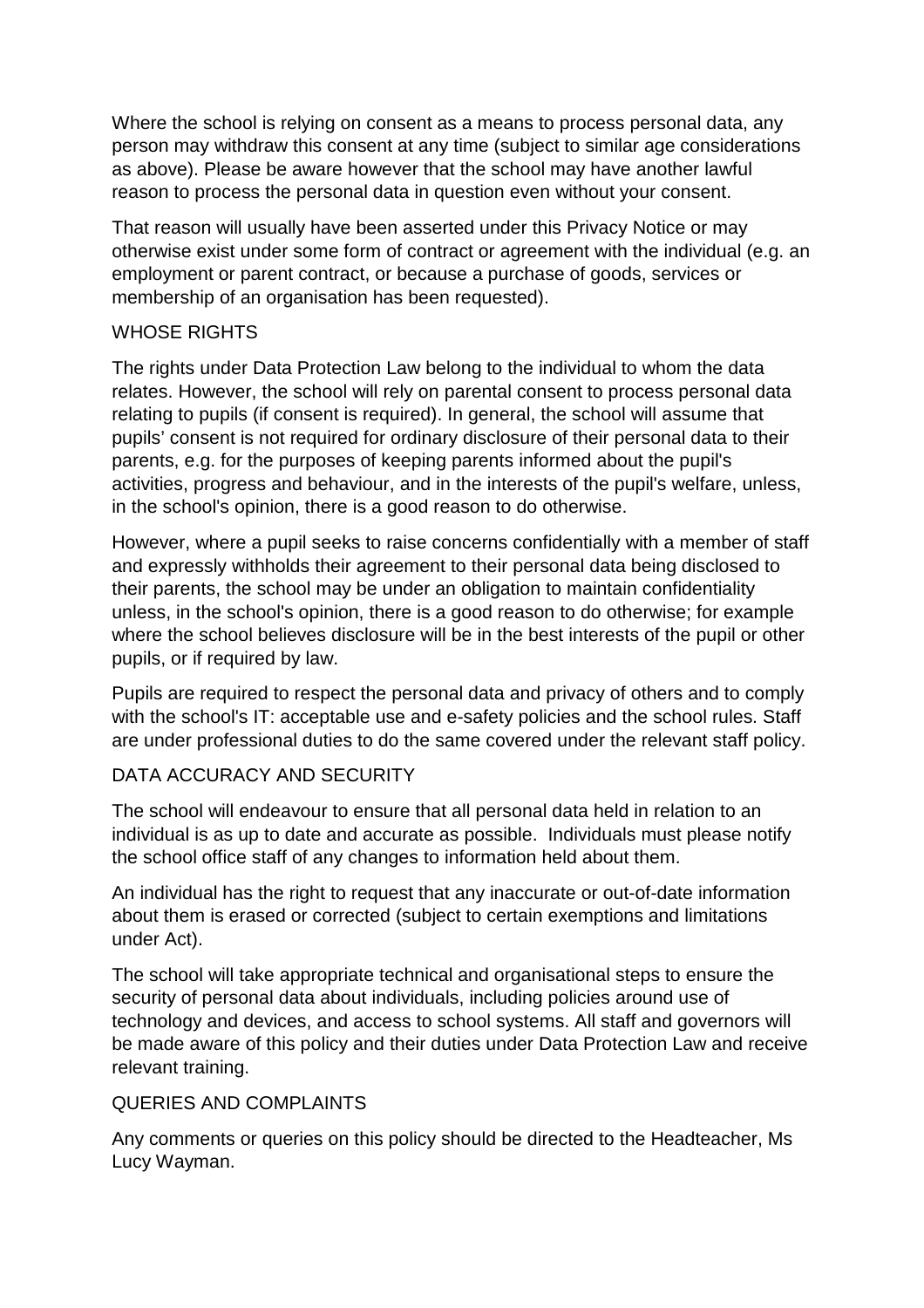Where the school is relying on consent as a means to process personal data, any person may withdraw this consent at any time (subject to similar age considerations as above). Please be aware however that the school may have another lawful reason to process the personal data in question even without your consent.

That reason will usually have been asserted under this Privacy Notice or may otherwise exist under some form of contract or agreement with the individual (e.g. an employment or parent contract, or because a purchase of goods, services or membership of an organisation has been requested).

## WHOSE RIGHTS

The rights under Data Protection Law belong to the individual to whom the data relates. However, the school will rely on parental consent to process personal data relating to pupils (if consent is required). In general, the school will assume that pupils' consent is not required for ordinary disclosure of their personal data to their parents, e.g. for the purposes of keeping parents informed about the pupil's activities, progress and behaviour, and in the interests of the pupil's welfare, unless, in the school's opinion, there is a good reason to do otherwise.

However, where a pupil seeks to raise concerns confidentially with a member of staff and expressly withholds their agreement to their personal data being disclosed to their parents, the school may be under an obligation to maintain confidentiality unless, in the school's opinion, there is a good reason to do otherwise; for example where the school believes disclosure will be in the best interests of the pupil or other pupils, or if required by law.

Pupils are required to respect the personal data and privacy of others and to comply with the school's IT: acceptable use and e-safety policies and the school rules. Staff are under professional duties to do the same covered under the relevant staff policy.

## DATA ACCURACY AND SECURITY

The school will endeavour to ensure that all personal data held in relation to an individual is as up to date and accurate as possible. Individuals must please notify the school office staff of any changes to information held about them.

An individual has the right to request that any inaccurate or out-of-date information about them is erased or corrected (subject to certain exemptions and limitations under Act).

The school will take appropriate technical and organisational steps to ensure the security of personal data about individuals, including policies around use of technology and devices, and access to school systems. All staff and governors will be made aware of this policy and their duties under Data Protection Law and receive relevant training.

## QUERIES AND COMPLAINTS

Any comments or queries on this policy should be directed to the Headteacher, Ms Lucy Wayman.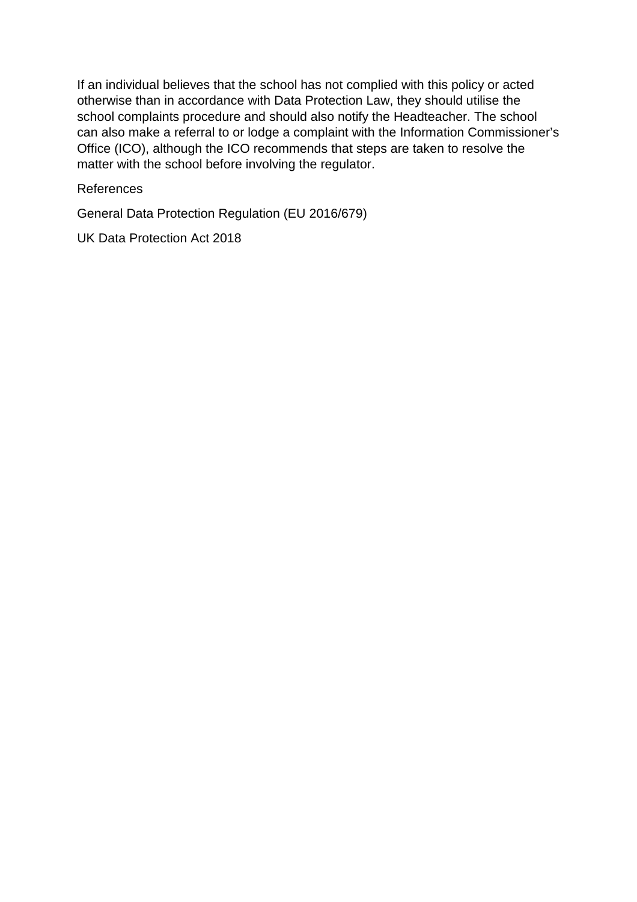If an individual believes that the school has not complied with this policy or acted otherwise than in accordance with Data Protection Law, they should utilise the school complaints procedure and should also notify the Headteacher. The school can also make a referral to or lodge a complaint with the Information Commissioner's Office (ICO), although the ICO recommends that steps are taken to resolve the matter with the school before involving the regulator.

References

General Data Protection Regulation (EU 2016/679)

UK Data Protection Act 2018